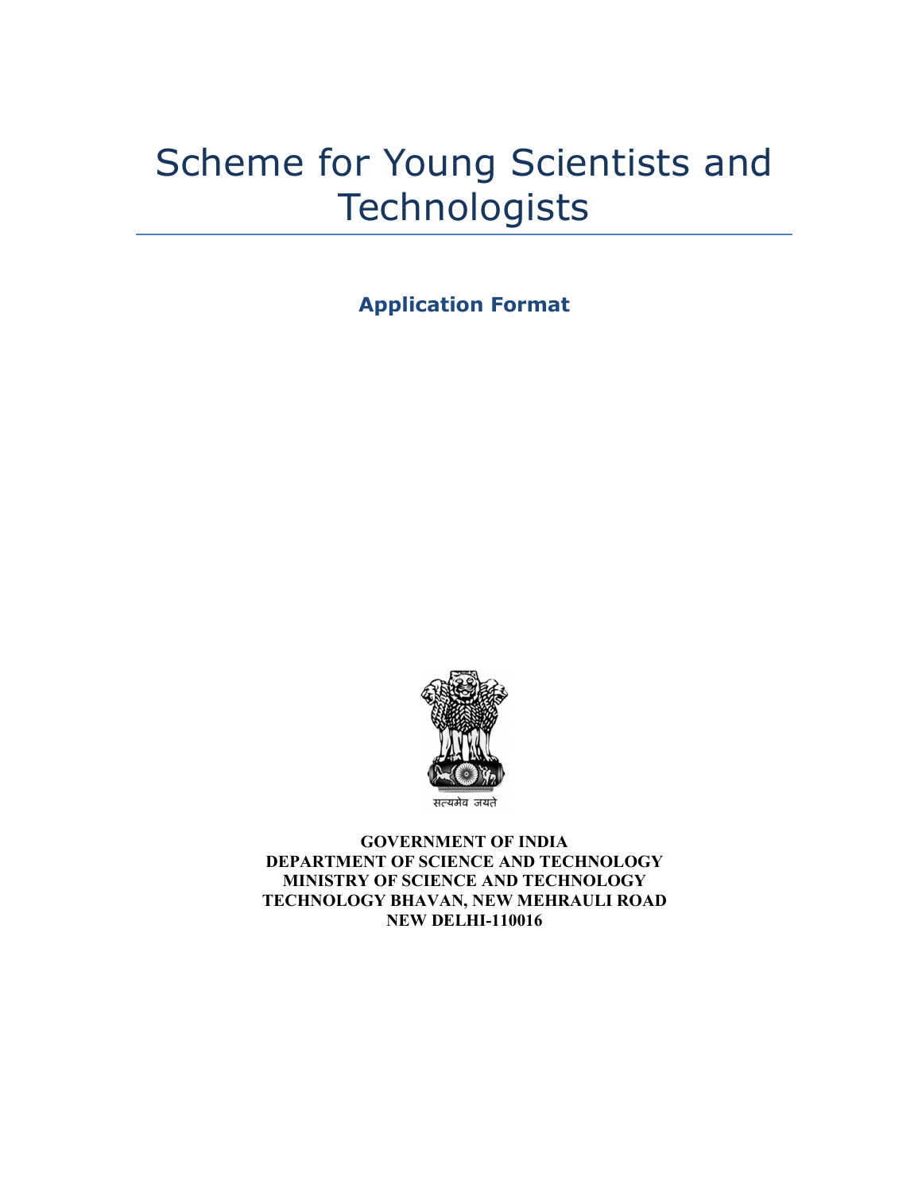# Scheme for Young Scientists and Technologists

**Application Format**

सत्यमेव जयते

**GOVERNMENT OF INDIA**
**DEPARTMENT OF SCIENCE AND TECHNOLOGY**
**MINISTRY OF SCIENCE AND TECHNOLOGY**
**TECHNOLOGY BHAVAN, NEW MEHRAULI ROAD**
**NEW DELHI-110016**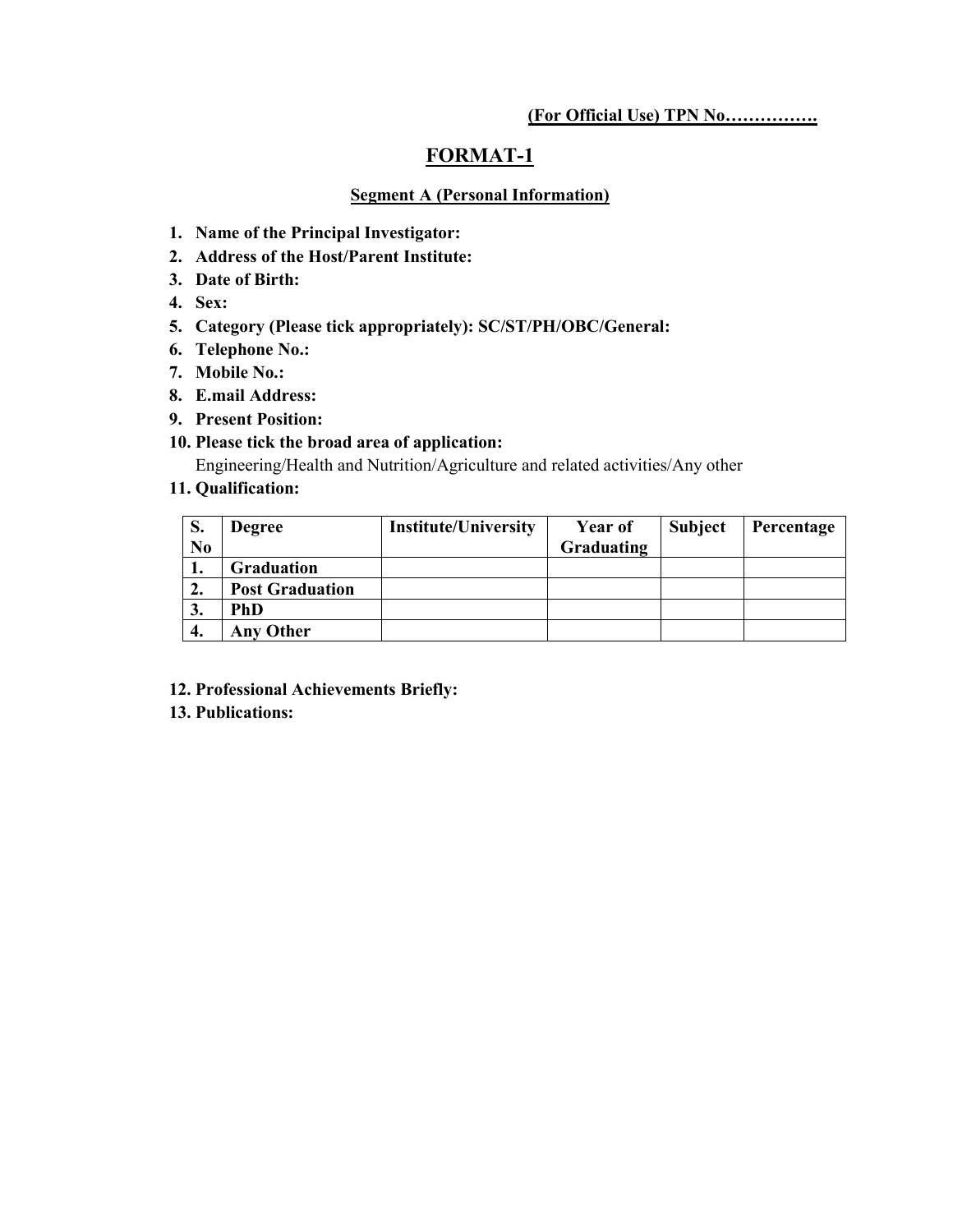**(For Official Use) TPN No…………….**

# FORMAT-1

## Segment A (Personal Information)

1. **Name of the Principal Investigator:**
2. **Address of the Host/Parent Institute:**
3. **Date of Birth:**
4. **Sex:**
5. **Category (Please tick appropriately): SC/ST/PH/OBC/General:**
6. **Telephone No.:**
7. **Mobile No.:**
8. **E.mail Address:**
9. **Present Position:**
10. **Please tick the broad area of application:**
    Engineering/Health and Nutrition/Agriculture and related activities/Any other
11. **Qualification:**

| S. No | Degree | Institute/University | Year of Graduating | Subject | Percentage |
|---|---|---|---|---|---|
| 1. | Graduation | | | | |
| 2. | Post Graduation | | | | |
| 3. | PhD | | | | |
| 4. | Any Other | | | | |

12. **Professional Achievements Briefly:**
13. **Publications:**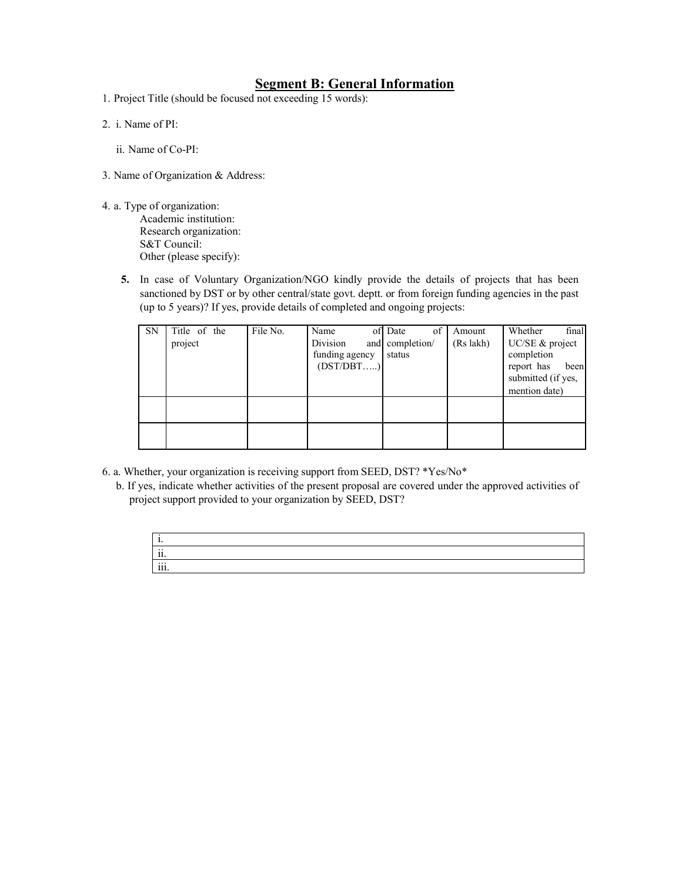## Segment B: General Information

1. Project Title (should be focused not exceeding 15 words):

2. i. Name of PI:

   ii. Name of Co-PI:

3. Name of Organization & Address:

4. a. Type of organization:
   - Academic institution:
   - Research organization:
   - S&T Council:
   - Other (please specify):

5. **5.** In case of Voluntary Organization/NGO kindly provide the details of projects that has been sanctioned by DST or by other central/state govt. deptt. or from foreign funding agencies in the past (up to 5 years)? If yes, provide details of completed and ongoing projects:

| SN | Title of the project | File No. | Name of Division and funding agency (DST/DBT…..) | Date of completion/ status | Amount (Rs lakh) | Whether final UC/SE & project completion report has been submitted (if yes, mention date) |
|---|---|---|---|---|---|---|
| | | | | | | |
| | | | | | | |

6. a. Whether, your organization is receiving support from SEED, DST? *Yes/No*
   b. If yes, indicate whether activities of the present proposal are covered under the approved activities of project support provided to your organization by SEED, DST?

| i. |
|---|
| ii. |
| iii. |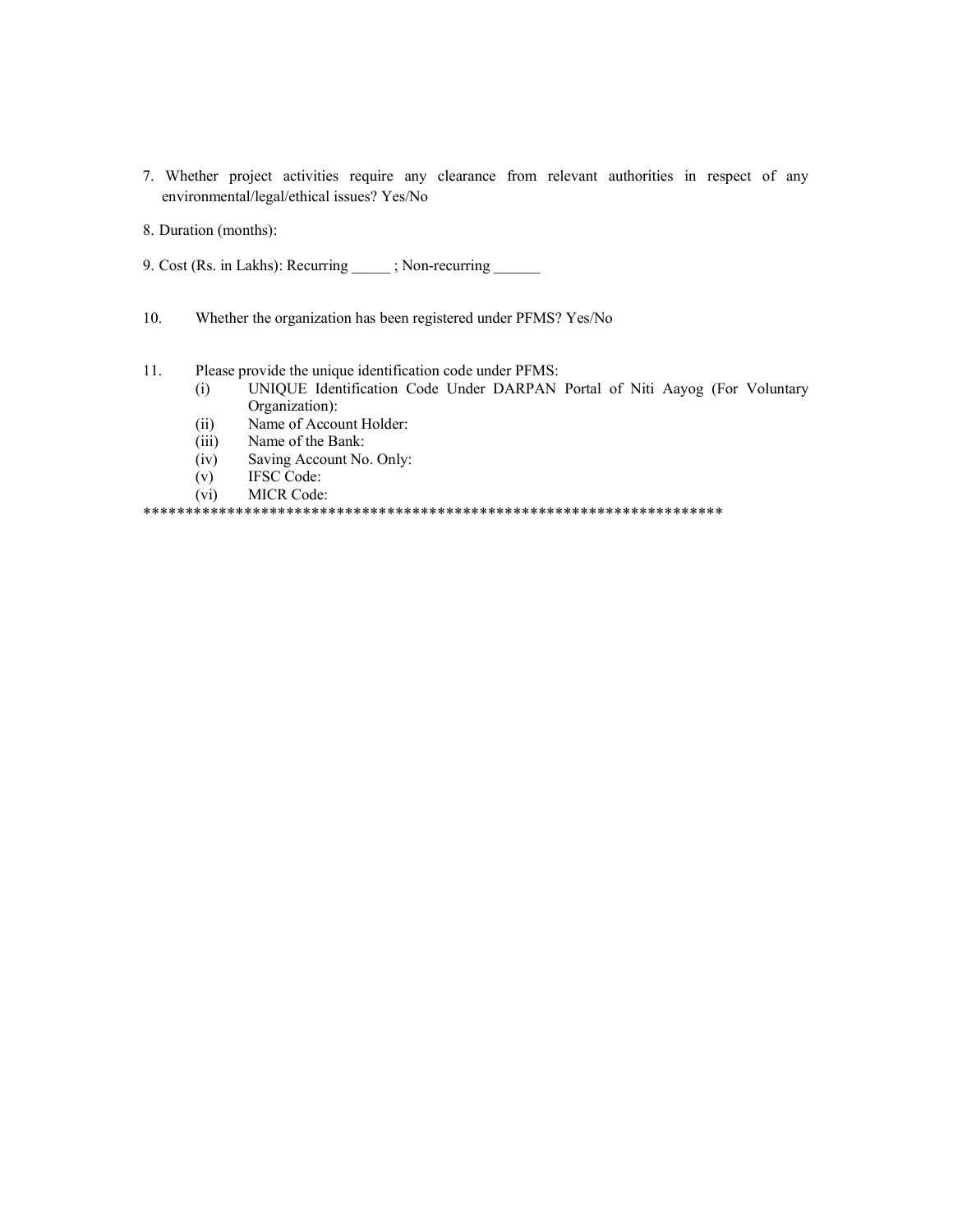7. Whether project activities require any clearance from relevant authorities in respect of any environmental/legal/ethical issues? Yes/No

8. Duration (months):

9. Cost (Rs. in Lakhs): Recurring _____ ; Non-recurring ______

10. Whether the organization has been registered under PFMS? Yes/No

11. Please provide the unique identification code under PFMS:
    - (i) UNIQUE Identification Code Under DARPAN Portal of Niti Aayog (For Voluntary Organization):
    - (ii) Name of Account Holder:
    - (iii) Name of the Bank:
    - (iv) Saving Account No. Only:
    - (v) IFSC Code:
    - (vi) MICR Code:

**********************************************************************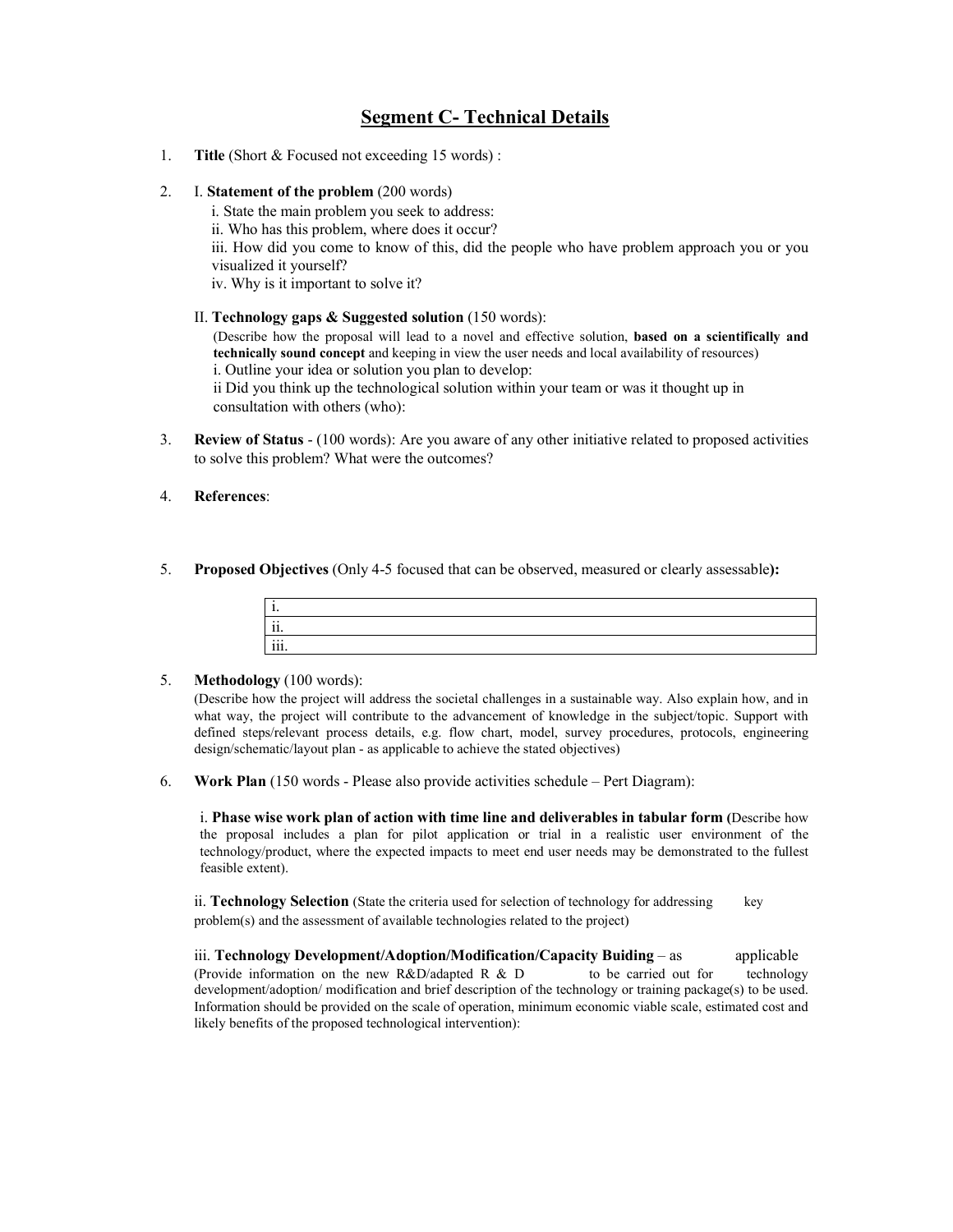# Segment C- Technical Details

1. **Title** (Short & Focused not exceeding 15 words) :

2. I. **Statement of the problem** (200 words)

   i. State the main problem you seek to address:

   ii. Who has this problem, where does it occur?

   iii. How did you come to know of this, did the people who have problem approach you or you visualized it yourself?

   iv. Why is it important to solve it?

   II. **Technology gaps & Suggested solution** (150 words):

   (Describe how the proposal will lead to a novel and effective solution, **based on a scientifically and technically sound concept** and keeping in view the user needs and local availability of resources)

   i. Outline your idea or solution you plan to develop:

   ii Did you think up the technological solution within your team or was it thought up in consultation with others (who):

3. **Review of Status** - (100 words): Are you aware of any other initiative related to proposed activities to solve this problem? What were the outcomes?

4. **References**:

5. **Proposed Objectives** (Only 4-5 focused that can be observed, measured or clearly assessable**):**

| i. |
|---|
| ii. |
| iii. |

5. **Methodology** (100 words):

   (Describe how the project will address the societal challenges in a sustainable way. Also explain how, and in what way, the project will contribute to the advancement of knowledge in the subject/topic. Support with defined steps/relevant process details, e.g. flow chart, model, survey procedures, protocols, engineering design/schematic/layout plan - as applicable to achieve the stated objectives)

6. **Work Plan** (150 words - Please also provide activities schedule – Pert Diagram):

   i. **Phase wise work plan of action with time line and deliverables in tabular form (**Describe how the proposal includes a plan for pilot application or trial in a realistic user environment of the technology/product, where the expected impacts to meet end user needs may be demonstrated to the fullest feasible extent).

   ii. **Technology Selection** (State the criteria used for selection of technology for addressing key problem(s) and the assessment of available technologies related to the project)

   iii. **Technology Development/Adoption/Modification/Capacity Buiding** – as applicable

   (Provide information on the new R&D/adapted R & D to be carried out for technology development/adoption/ modification and brief description of the technology or training package(s) to be used. Information should be provided on the scale of operation, minimum economic viable scale, estimated cost and likely benefits of the proposed technological intervention):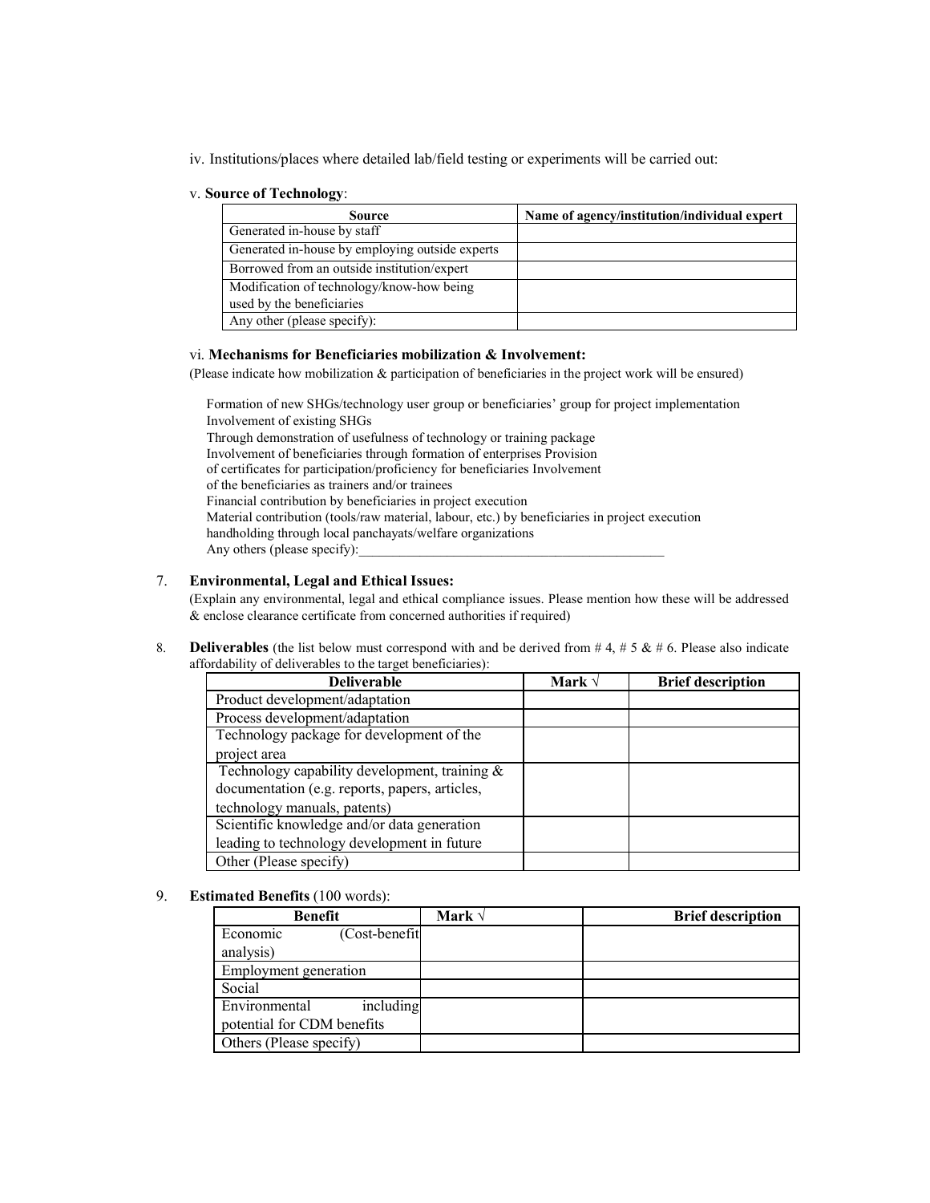iv. Institutions/places where detailed lab/field testing or experiments will be carried out:

v. **Source of Technology**:

| Source | Name of agency/institution/individual expert |
|---|---|
| Generated in-house by staff | |
| Generated in-house by employing outside experts | |
| Borrowed from an outside institution/expert | |
| Modification of technology/know-how being used by the beneficiaries | |
| Any other (please specify): | |

vi. **Mechanisms for Beneficiaries mobilization & Involvement:**

(Please indicate how mobilization & participation of beneficiaries in the project work will be ensured)

Formation of new SHGs/technology user group or beneficiaries' group for project implementation
Involvement of existing SHGs
Through demonstration of usefulness of technology or training package
Involvement of beneficiaries through formation of enterprises Provision
of certificates for participation/proficiency for beneficiaries Involvement
of the beneficiaries as trainers and/or trainees
Financial contribution by beneficiaries in project execution
Material contribution (tools/raw material, labour, etc.) by beneficiaries in project execution
handholding through local panchayats/welfare organizations
Any others (please specify):_______________________________________________

7. **Environmental, Legal and Ethical Issues:**

(Explain any environmental, legal and ethical compliance issues. Please mention how these will be addressed & enclose clearance certificate from concerned authorities if required)

8. **Deliverables** (the list below must correspond with and be derived from # 4, # 5 & # 6. Please also indicate affordability of deliverables to the target beneficiaries):

| Deliverable | Mark √ | Brief description |
|---|---|---|
| Product development/adaptation | | |
| Process development/adaptation | | |
| Technology package for development of the project area | | |
| Technology capability development, training & documentation (e.g. reports, papers, articles, technology manuals, patents) | | |
| Scientific knowledge and/or data generation leading to technology development in future | | |
| Other (Please specify) | | |

9. **Estimated Benefits** (100 words):

| Benefit | Mark √ | Brief description |
|---|---|---|
| Economic (Cost-benefit analysis) | | |
| Employment generation | | |
| Social | | |
| Environmental including potential for CDM benefits | | |
| Others (Please specify) | | |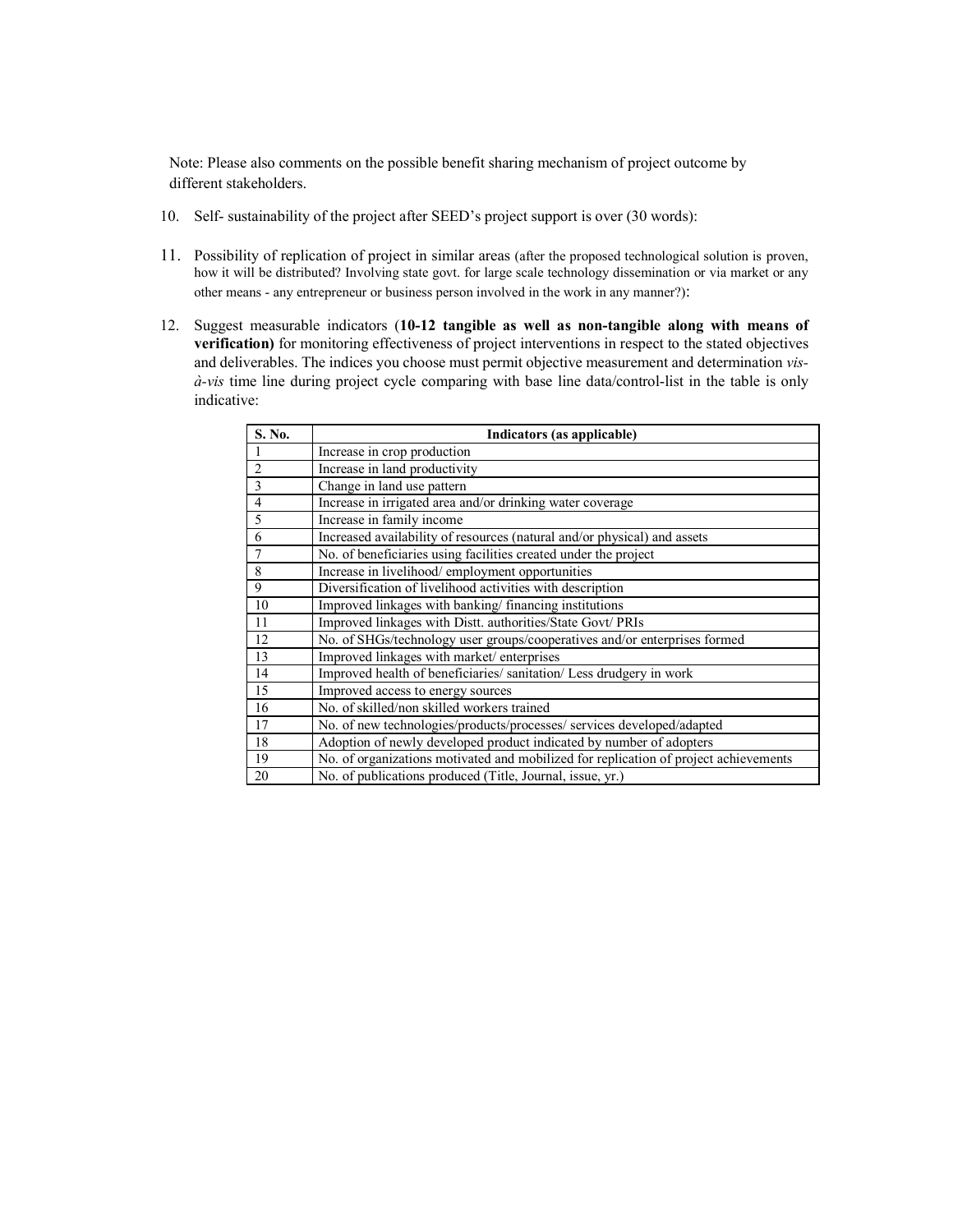Note: Please also comments on the possible benefit sharing mechanism of project outcome by different stakeholders.

10. Self- sustainability of the project after SEED's project support is over (30 words):

11. Possibility of replication of project in similar areas (after the proposed technological solution is proven, how it will be distributed? Involving state govt. for large scale technology dissemination or via market or any other means - any entrepreneur or business person involved in the work in any manner?):

12. Suggest measurable indicators (**10-12 tangible as well as non-tangible along with means of verification)** for monitoring effectiveness of project interventions in respect to the stated objectives and deliverables. The indices you choose must permit objective measurement and determination *vis-à-vis* time line during project cycle comparing with base line data/control-list in the table is only indicative:

| S. No. | Indicators (as applicable) |
|---|---|
| 1 | Increase in crop production |
| 2 | Increase in land productivity |
| 3 | Change in land use pattern |
| 4 | Increase in irrigated area and/or drinking water coverage |
| 5 | Increase in family income |
| 6 | Increased availability of resources (natural and/or physical) and assets |
| 7 | No. of beneficiaries using facilities created under the project |
| 8 | Increase in livelihood/ employment opportunities |
| 9 | Diversification of livelihood activities with description |
| 10 | Improved linkages with banking/ financing institutions |
| 11 | Improved linkages with Distt. authorities/State Govt/ PRIs |
| 12 | No. of SHGs/technology user groups/cooperatives and/or enterprises formed |
| 13 | Improved linkages with market/ enterprises |
| 14 | Improved health of beneficiaries/ sanitation/ Less drudgery in work |
| 15 | Improved access to energy sources |
| 16 | No. of skilled/non skilled workers trained |
| 17 | No. of new technologies/products/processes/ services developed/adapted |
| 18 | Adoption of newly developed product indicated by number of adopters |
| 19 | No. of organizations motivated and mobilized for replication of project achievements |
| 20 | No. of publications produced (Title, Journal, issue, yr.) |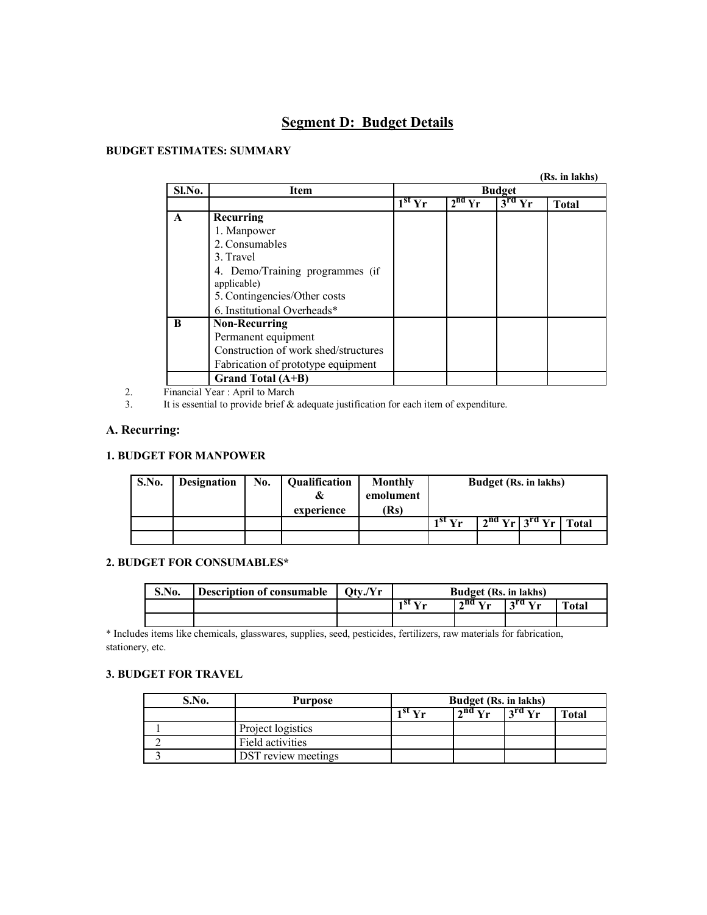## Segment D: Budget Details

**BUDGET ESTIMATES: SUMMARY**

**(Rs. in lakhs)**

| Sl.No. | Item | Budget | | | |
|---|---|---|---|---|---|
| | | 1st Yr | 2nd Yr | 3rd Yr | Total |
| **A** | **Recurring**<br>1. Manpower<br>2. Consumables<br>3. Travel<br>4. Demo/Training programmes (if applicable)<br>5. Contingencies/Other costs<br>6. Institutional Overheads* | | | | |
| **B** | **Non-Recurring**<br>Permanent equipment<br>Construction of work shed/structures<br>Fabrication of prototype equipment | | | | |
| | **Grand Total (A+B)** | | | | |

2. Financial Year : April to March
3. It is essential to provide brief & adequate justification for each item of expenditure.

### A. Recurring:

**1. BUDGET FOR MANPOWER**

| S.No. | Designation | No. | Qualification & experience | Monthly emolument (Rs) | Budget (Rs. in lakhs) | | | |
|---|---|---|---|---|---|---|---|---|
| | | | | | 1st Yr | 2nd Yr | 3rd Yr | Total |
| | | | | | | | | |

**2. BUDGET FOR CONSUMABLES***

| S.No. | Description of consumable | Qty./Yr | Budget (Rs. in lakhs) | | | |
|---|---|---|---|---|---|---|
| | | | 1st Yr | 2nd Yr | 3rd Yr | Total |
| | | | | | | |

* Includes items like chemicals, glasswares, supplies, seed, pesticides, fertilizers, raw materials for fabrication, stationery, etc.

**3. BUDGET FOR TRAVEL**

| S.No. | Purpose | Budget (Rs. in lakhs) | | | |
|---|---|---|---|---|---|
| | | 1st Yr | 2nd Yr | 3rd Yr | Total |
| 1 | Project logistics | | | | |
| 2 | Field activities | | | | |
| 3 | DST review meetings | | | | |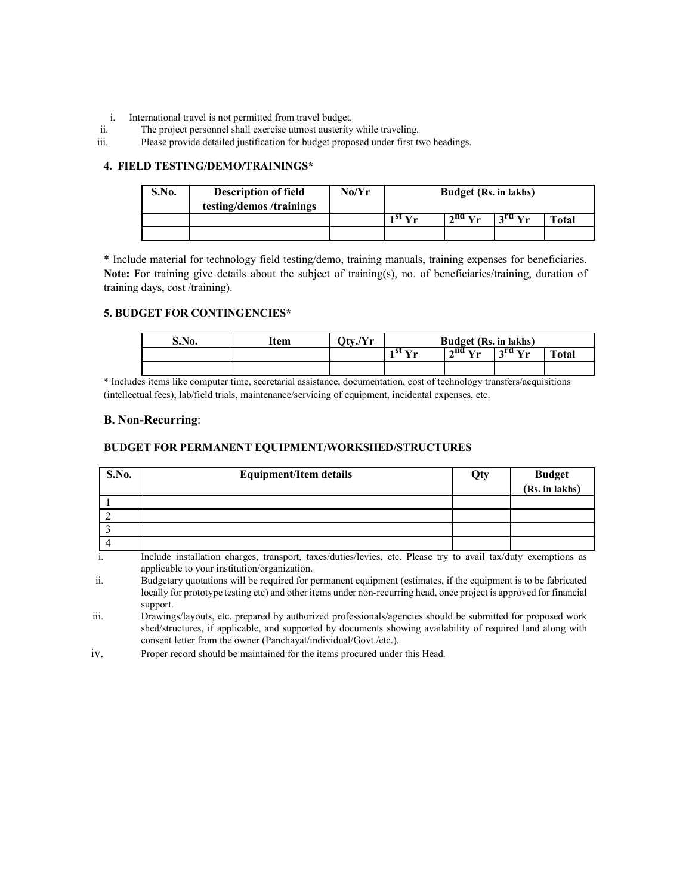i. International travel is not permitted from travel budget.
ii. The project personnel shall exercise utmost austerity while traveling.
iii. Please provide detailed justification for budget proposed under first two headings.

#### 4. FIELD TESTING/DEMO/TRAININGS*

| S.No. | Description of field testing/demos /trainings | No/Yr | Budget (Rs. in lakhs) | | | |
|---|---|---|---|---|---|---|
| | | | 1st Yr | 2nd Yr | 3rd Yr | Total |
| | | | | | | |

* Include material for technology field testing/demo, training manuals, training expenses for beneficiaries. **Note:** For training give details about the subject of training(s), no. of beneficiaries/training, duration of training days, cost /training).

#### 5. BUDGET FOR CONTINGENCIES*

| S.No. | Item | Qty./Yr | Budget (Rs. in lakhs) | | | |
|---|---|---|---|---|---|---|
| | | | 1st Yr | 2nd Yr | 3rd Yr | Total |
| | | | | | | |

* Includes items like computer time, secretarial assistance, documentation, cost of technology transfers/acquisitions (intellectual fees), lab/field trials, maintenance/servicing of equipment, incidental expenses, etc.

### B. Non-Recurring:

#### BUDGET FOR PERMANENT EQUIPMENT/WORKSHED/STRUCTURES

| S.No. | Equipment/Item details | Qty | Budget (Rs. in lakhs) |
|---|---|---|---|
| 1 | | | |
| 2 | | | |
| 3 | | | |
| 4 | | | |

i. Include installation charges, transport, taxes/duties/levies, etc. Please try to avail tax/duty exemptions as applicable to your institution/organization.
ii. Budgetary quotations will be required for permanent equipment (estimates, if the equipment is to be fabricated locally for prototype testing etc) and other items under non-recurring head, once project is approved for financial support.
iii. Drawings/layouts, etc. prepared by authorized professionals/agencies should be submitted for proposed work shed/structures, if applicable, and supported by documents showing availability of required land along with consent letter from the owner (Panchayat/individual/Govt./etc.).
iv. Proper record should be maintained for the items procured under this Head.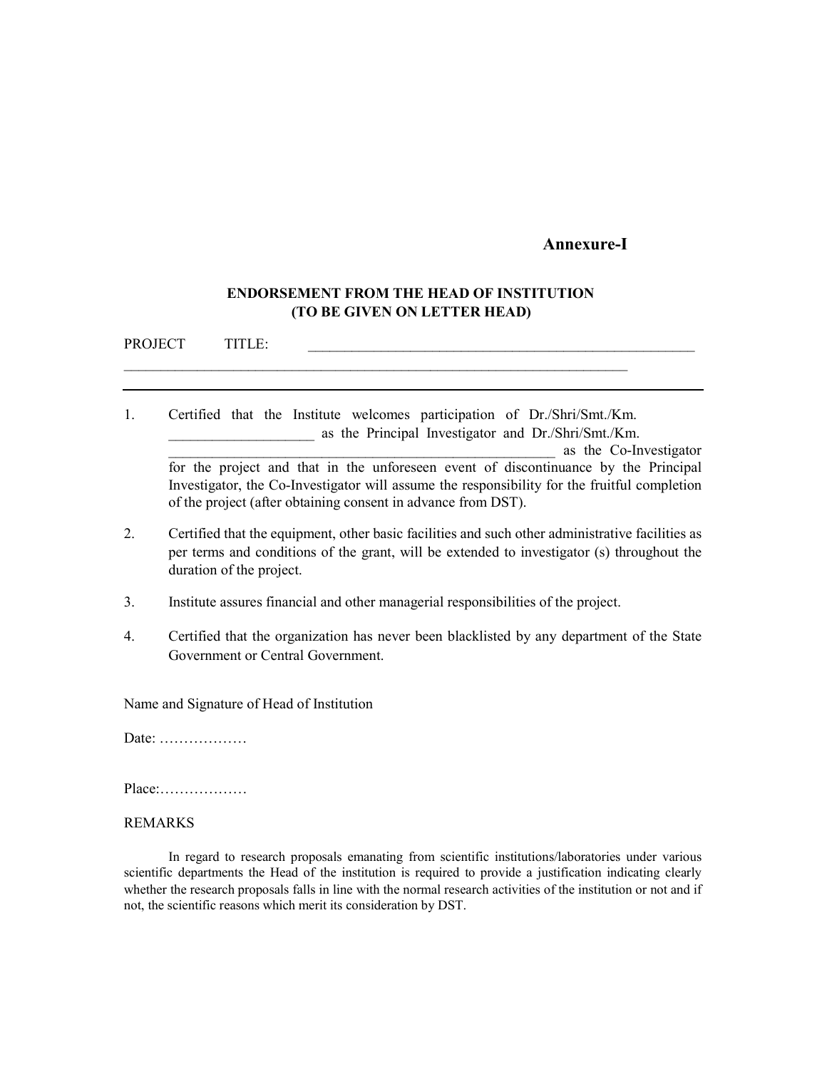**Annexure-I**

**ENDORSEMENT FROM THE HEAD OF INSTITUTION**
**(TO BE GIVEN ON LETTER HEAD)**

PROJECT TITLE: ________________________________________________________
__________________________________________________________________________

---

1. Certified that the Institute welcomes participation of Dr./Shri/Smt./Km. ____________________ as the Principal Investigator and Dr./Shri/Smt./Km. ______________________________________________________ as the Co-Investigator for the project and that in the unforeseen event of discontinuance by the Principal Investigator, the Co-Investigator will assume the responsibility for the fruitful completion of the project (after obtaining consent in advance from DST).

2. Certified that the equipment, other basic facilities and such other administrative facilities as per terms and conditions of the grant, will be extended to investigator (s) throughout the duration of the project.

3. Institute assures financial and other managerial responsibilities of the project.

4. Certified that the organization has never been blacklisted by any department of the State Government or Central Government.

Name and Signature of Head of Institution

Date: ………………

Place:………………

REMARKS

In regard to research proposals emanating from scientific institutions/laboratories under various scientific departments the Head of the institution is required to provide a justification indicating clearly whether the research proposals falls in line with the normal research activities of the institution or not and if not, the scientific reasons which merit its consideration by DST.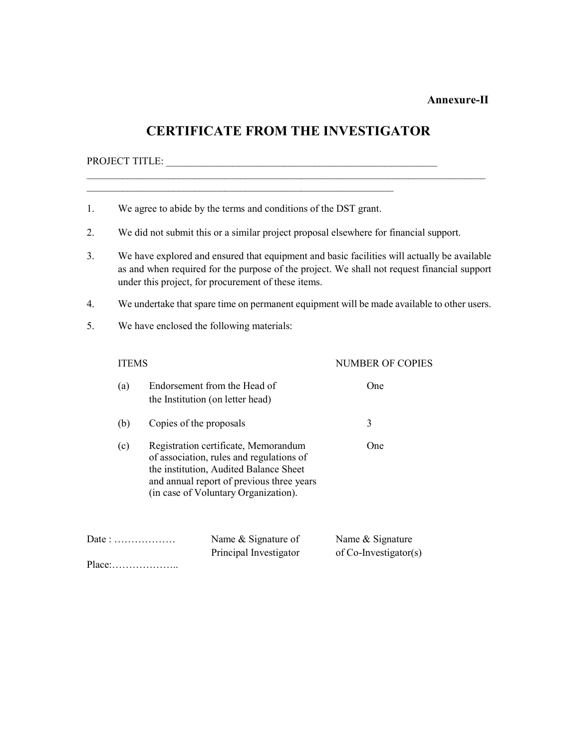**Annexure-II**

# CERTIFICATE FROM THE INVESTIGATOR

PROJECT TITLE: ________________________________________________________
_________________________________________________________________________________
______________________________________________________________

1. We agree to abide by the terms and conditions of the DST grant.
2. We did not submit this or a similar project proposal elsewhere for financial support.
3. We have explored and ensured that equipment and basic facilities will actually be available as and when required for the purpose of the project. We shall not request financial support under this project, for procurement of these items.
4. We undertake that spare time on permanent equipment will be made available to other users.
5. We have enclosed the following materials:

| | ITEMS | NUMBER OF COPIES |
|---|---|---|
| (a) | Endorsement from the Head of the Institution (on letter head) | One |
| (b) | Copies of the proposals | 3 |
| (c) | Registration certificate, Memorandum of association, rules and regulations of the institution, Audited Balance Sheet and annual report of previous three years (in case of Voluntary Organization). | One |

Date : ………………  Name & Signature of Principal Investigator  Name & Signature of Co-Investigator(s)

Place:………………..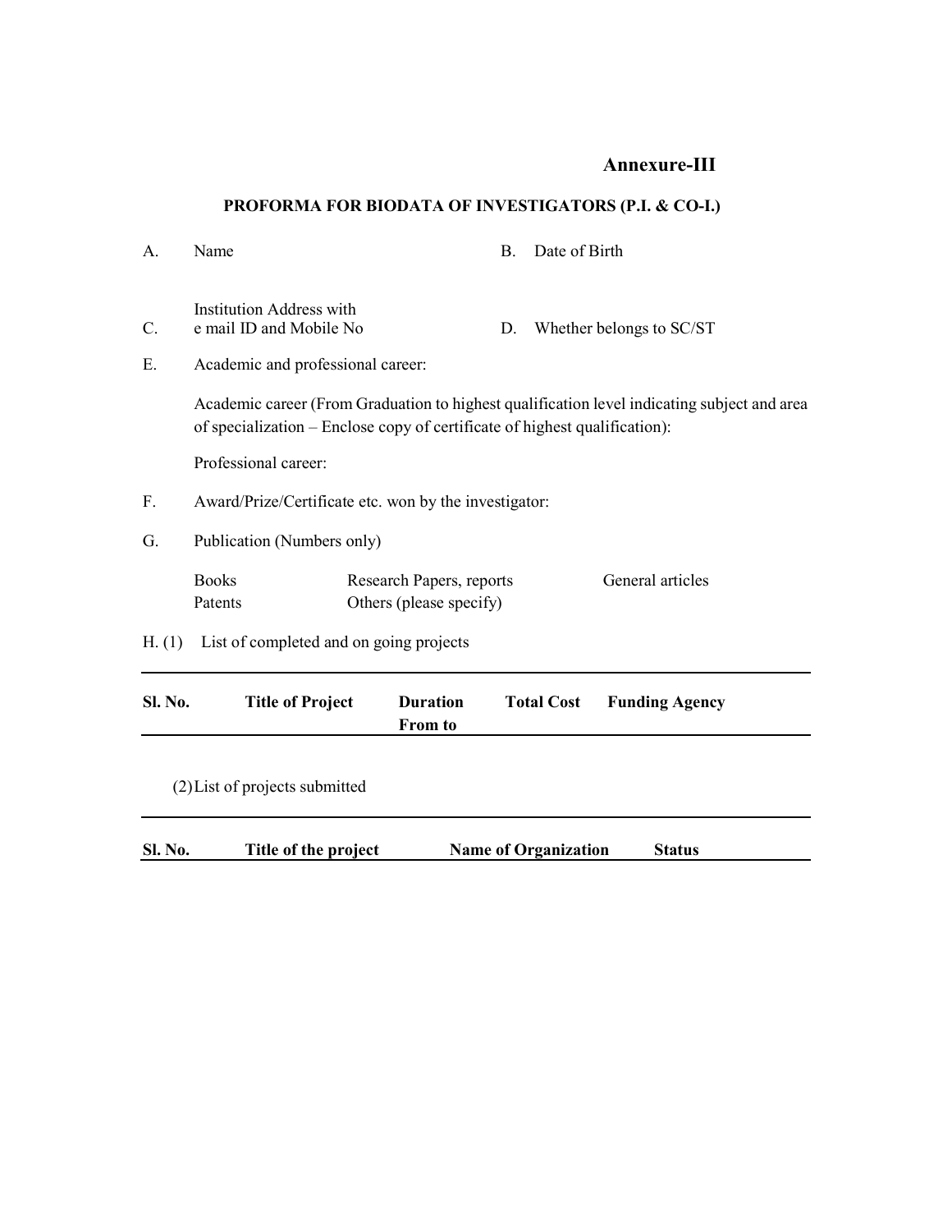**Annexure-III**

## PROFORMA FOR BIODATA OF INVESTIGATORS (P.I. & CO-I.)

A. Name

B. Date of Birth

C. Institution Address with e mail ID and Mobile No

D. Whether belongs to SC/ST

E. Academic and professional career:

Academic career (From Graduation to highest qualification level indicating subject and area of specialization – Enclose copy of certificate of highest qualification):

Professional career:

F. Award/Prize/Certificate etc. won by the investigator:

G. Publication (Numbers only)

| Books | Research Papers, reports | General articles |
|---|---|---|
| Patents | Others (please specify) | |

H. (1) List of completed and on going projects

| Sl. No. | Title of Project | Duration From to | Total Cost | Funding Agency |
|---|---|---|---|---|

(2) List of projects submitted

| Sl. No. | Title of the project | Name of Organization | Status |
|---|---|---|---|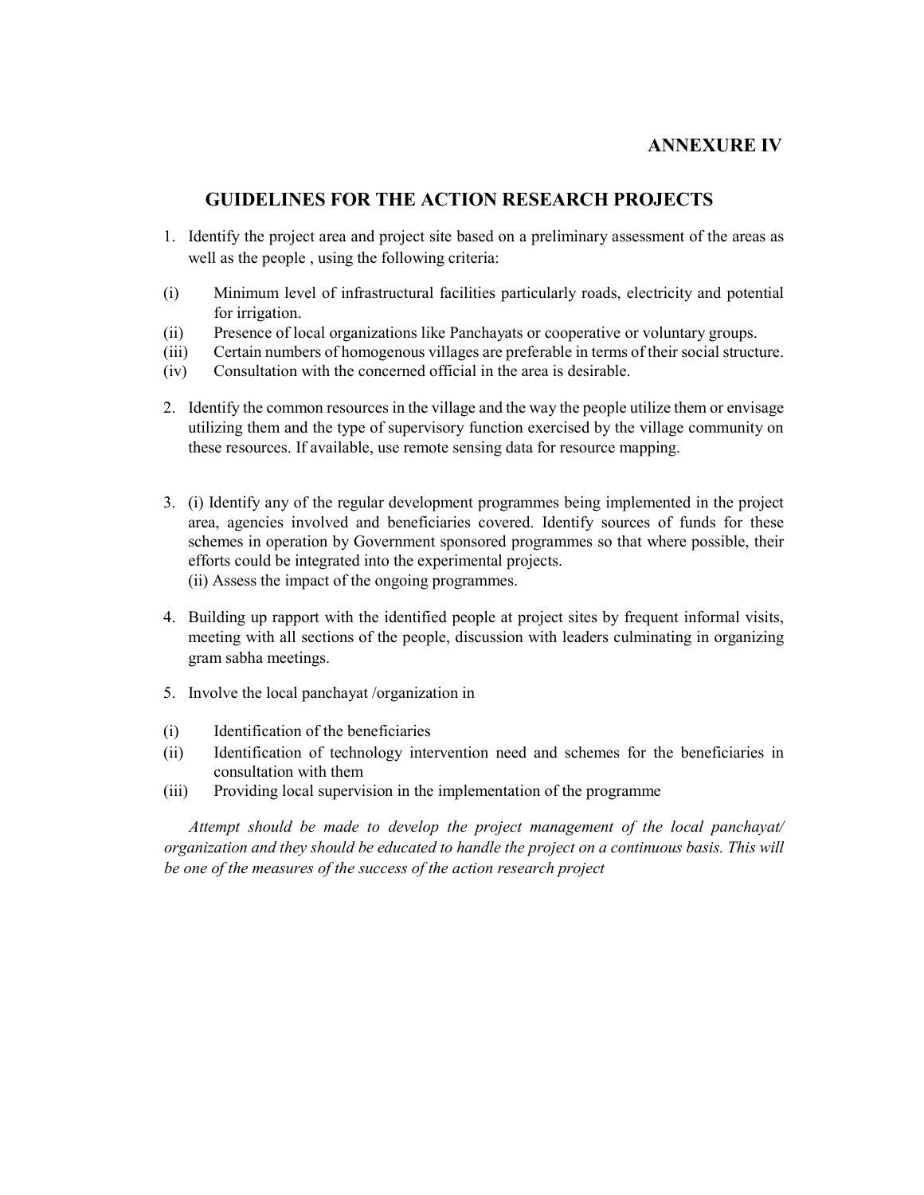**ANNEXURE IV**

## GUIDELINES FOR THE ACTION RESEARCH PROJECTS

1. Identify the project area and project site based on a preliminary assessment of the areas as well as the people , using the following criteria:

(i) Minimum level of infrastructural facilities particularly roads, electricity and potential for irrigation.
(ii) Presence of local organizations like Panchayats or cooperative or voluntary groups.
(iii) Certain numbers of homogenous villages are preferable in terms of their social structure.
(iv) Consultation with the concerned official in the area is desirable.

2. Identify the common resources in the village and the way the people utilize them or envisage utilizing them and the type of supervisory function exercised by the village community on these resources. If available, use remote sensing data for resource mapping.

3. (i) Identify any of the regular development programmes being implemented in the project area, agencies involved and beneficiaries covered. Identify sources of funds for these schemes in operation by Government sponsored programmes so that where possible, their efforts could be integrated into the experimental projects.
   (ii) Assess the impact of the ongoing programmes.

4. Building up rapport with the identified people at project sites by frequent informal visits, meeting with all sections of the people, discussion with leaders culminating in organizing gram sabha meetings.

5. Involve the local panchayat /organization in

(i) Identification of the beneficiaries
(ii) Identification of technology intervention need and schemes for the beneficiaries in consultation with them
(iii) Providing local supervision in the implementation of the programme

*Attempt should be made to develop the project management of the local panchayat/ organization and they should be educated to handle the project on a continuous basis. This will be one of the measures of the success of the action research project*